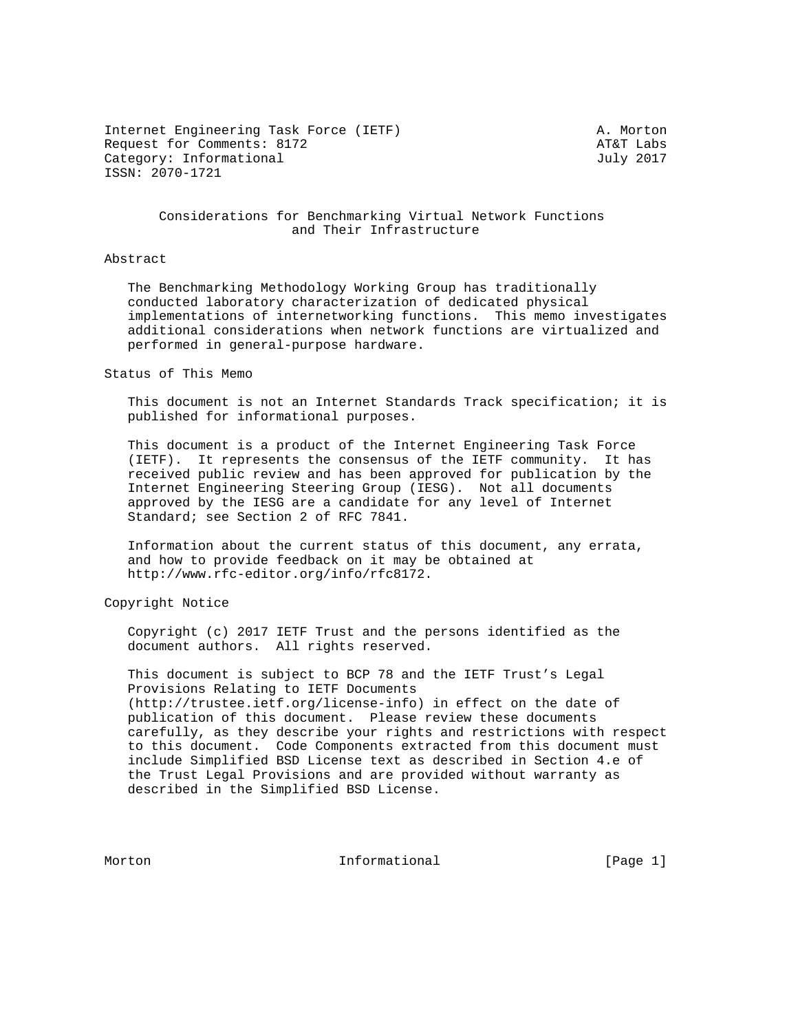Internet Engineering Task Force (IETF) A. Morton
Request for Comments: 8172 AT&T Labs
Category: Informational July 2017
ISSN: 2070-1721

# Considerations for Benchmarking Virtual Network Functions and Their Infrastructure

## Abstract

The Benchmarking Methodology Working Group has traditionally conducted laboratory characterization of dedicated physical implementations of internetworking functions. This memo investigates additional considerations when network functions are virtualized and performed in general-purpose hardware.

## Status of This Memo

This document is not an Internet Standards Track specification; it is published for informational purposes.

This document is a product of the Internet Engineering Task Force (IETF). It represents the consensus of the IETF community. It has received public review and has been approved for publication by the Internet Engineering Steering Group (IESG). Not all documents approved by the IESG are a candidate for any level of Internet Standard; see Section 2 of RFC 7841.

Information about the current status of this document, any errata, and how to provide feedback on it may be obtained at http://www.rfc-editor.org/info/rfc8172.

## Copyright Notice

Copyright (c) 2017 IETF Trust and the persons identified as the document authors. All rights reserved.

This document is subject to BCP 78 and the IETF Trust's Legal Provisions Relating to IETF Documents (http://trustee.ietf.org/license-info) in effect on the date of publication of this document. Please review these documents carefully, as they describe your rights and restrictions with respect to this document. Code Components extracted from this document must include Simplified BSD License text as described in Section 4.e of the Trust Legal Provisions and are provided without warranty as described in the Simplified BSD License.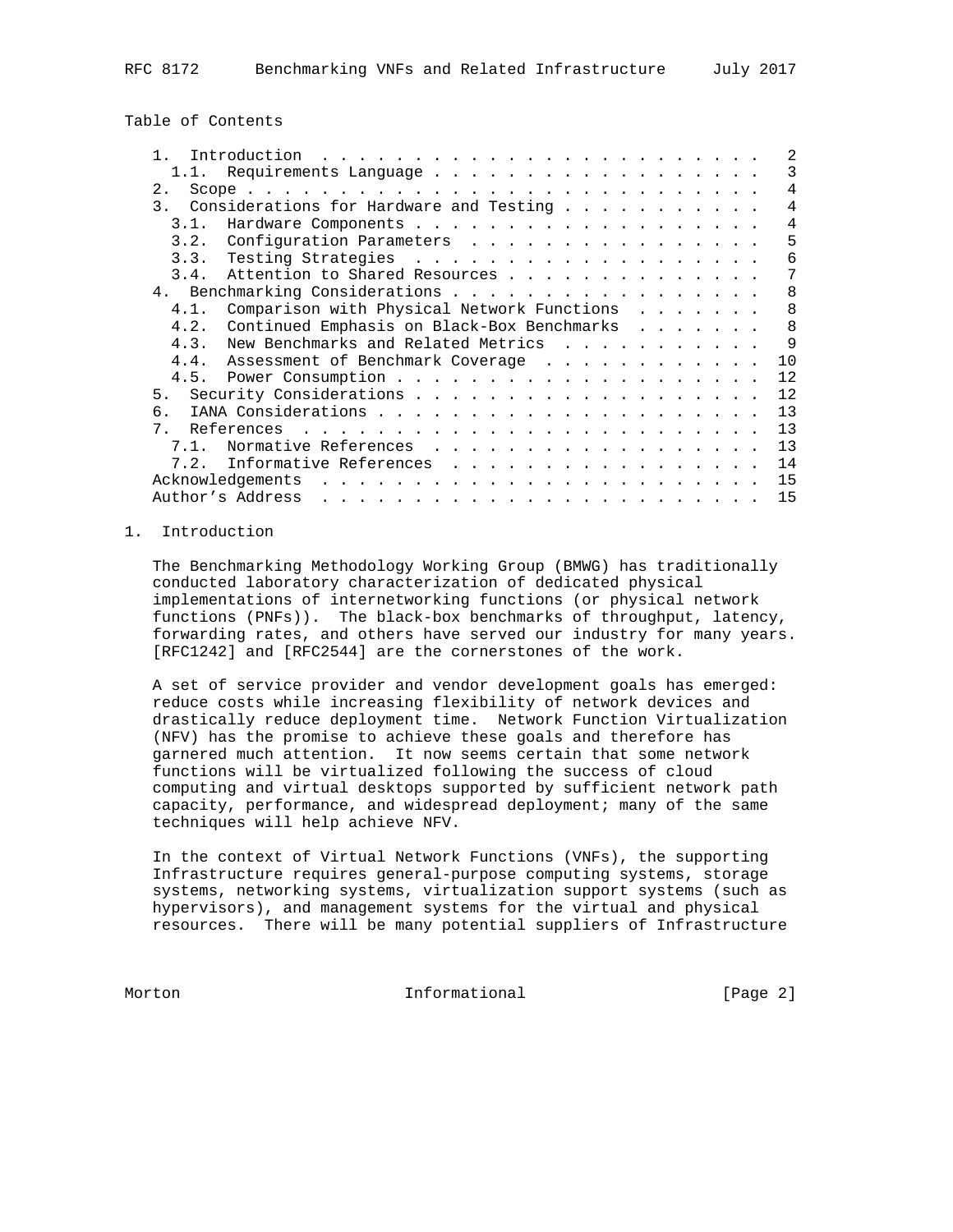Table of Contents

| | Page |
|---|---|
| 1. Introduction | 2 |
| 1.1. Requirements Language | 3 |
| 2. Scope | 4 |
| 3. Considerations for Hardware and Testing | 4 |
| 3.1. Hardware Components | 4 |
| 3.2. Configuration Parameters | 5 |
| 3.3. Testing Strategies | 6 |
| 3.4. Attention to Shared Resources | 7 |
| 4. Benchmarking Considerations | 8 |
| 4.1. Comparison with Physical Network Functions | 8 |
| 4.2. Continued Emphasis on Black-Box Benchmarks | 8 |
| 4.3. New Benchmarks and Related Metrics | 9 |
| 4.4. Assessment of Benchmark Coverage | 10 |
| 4.5. Power Consumption | 12 |
| 5. Security Considerations | 12 |
| 6. IANA Considerations | 13 |
| 7. References | 13 |
| 7.1. Normative References | 13 |
| 7.2. Informative References | 14 |
| Acknowledgements | 15 |
| Author's Address | 15 |

# 1. Introduction

The Benchmarking Methodology Working Group (BMWG) has traditionally conducted laboratory characterization of dedicated physical implementations of internetworking functions (or physical network functions (PNFs)). The black-box benchmarks of throughput, latency, forwarding rates, and others have served our industry for many years. [RFC1242] and [RFC2544] are the cornerstones of the work.

A set of service provider and vendor development goals has emerged: reduce costs while increasing flexibility of network devices and drastically reduce deployment time. Network Function Virtualization (NFV) has the promise to achieve these goals and therefore has garnered much attention. It now seems certain that some network functions will be virtualized following the success of cloud computing and virtual desktops supported by sufficient network path capacity, performance, and widespread deployment; many of the same techniques will help achieve NFV.

In the context of Virtual Network Functions (VNFs), the supporting Infrastructure requires general-purpose computing systems, storage systems, networking systems, virtualization support systems (such as hypervisors), and management systems for the virtual and physical resources. There will be many potential suppliers of Infrastructure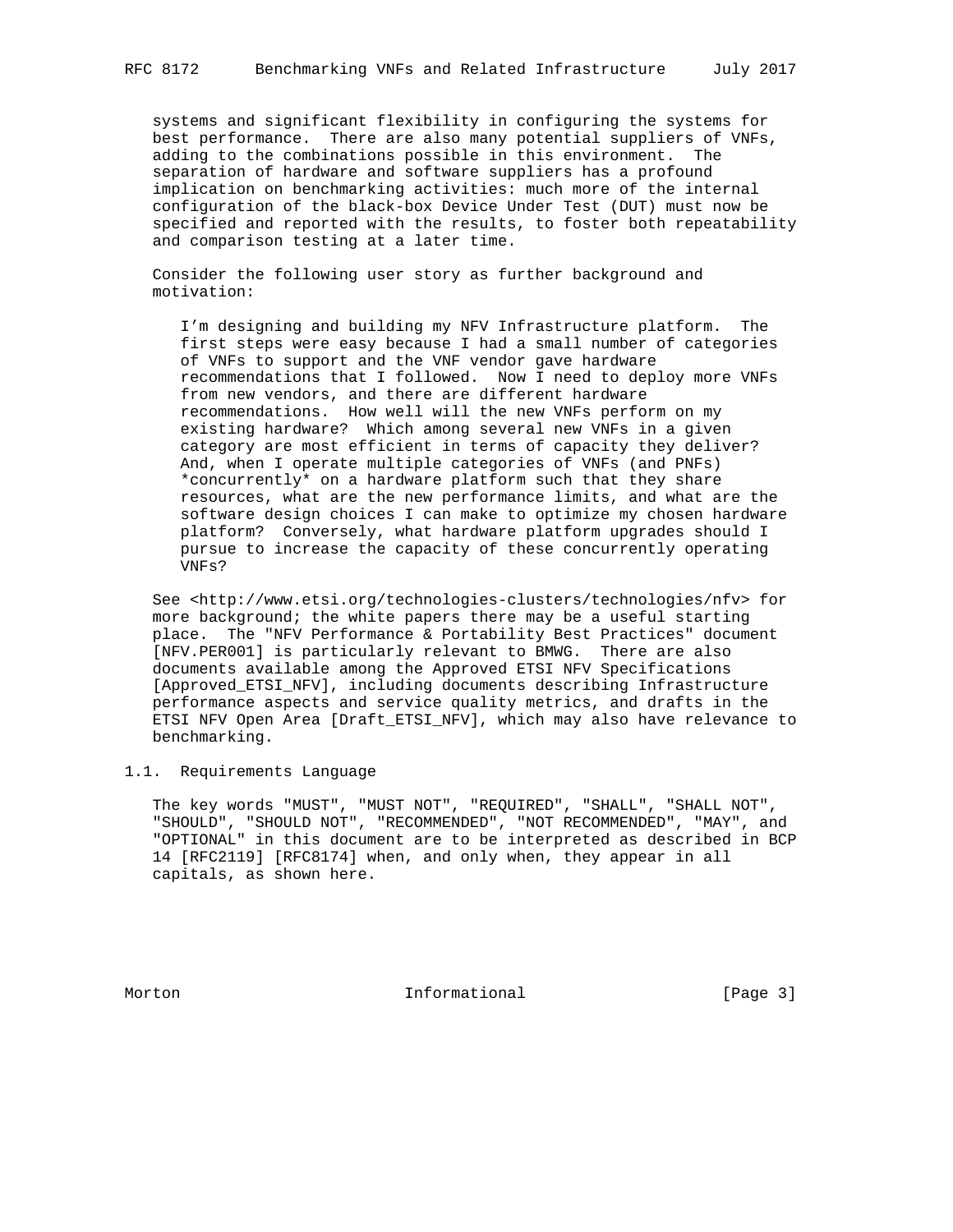systems and significant flexibility in configuring the systems for best performance. There are also many potential suppliers of VNFs, adding to the combinations possible in this environment. The separation of hardware and software suppliers has a profound implication on benchmarking activities: much more of the internal configuration of the black-box Device Under Test (DUT) must now be specified and reported with the results, to foster both repeatability and comparison testing at a later time.

Consider the following user story as further background and motivation:

> I’m designing and building my NFV Infrastructure platform. The first steps were easy because I had a small number of categories of VNFs to support and the VNF vendor gave hardware recommendations that I followed. Now I need to deploy more VNFs from new vendors, and there are different hardware recommendations. How well will the new VNFs perform on my existing hardware? Which among several new VNFs in a given category are most efficient in terms of capacity they deliver? And, when I operate multiple categories of VNFs (and PNFs) *concurrently* on a hardware platform such that they share resources, what are the new performance limits, and what are the software design choices I can make to optimize my chosen hardware platform? Conversely, what hardware platform upgrades should I pursue to increase the capacity of these concurrently operating VNFs?

See <http://www.etsi.org/technologies-clusters/technologies/nfv> for more background; the white papers there may be a useful starting place. The "NFV Performance & Portability Best Practices" document [NFV.PER001] is particularly relevant to BMWG. There are also documents available among the Approved ETSI NFV Specifications [Approved_ETSI_NFV], including documents describing Infrastructure performance aspects and service quality metrics, and drafts in the ETSI NFV Open Area [Draft_ETSI_NFV], which may also have relevance to benchmarking.

## 1.1. Requirements Language

The key words "MUST", "MUST NOT", "REQUIRED", "SHALL", "SHALL NOT", "SHOULD", "SHOULD NOT", "RECOMMENDED", "NOT RECOMMENDED", "MAY", and "OPTIONAL" in this document are to be interpreted as described in BCP 14 [RFC2119] [RFC8174] when, and only when, they appear in all capitals, as shown here.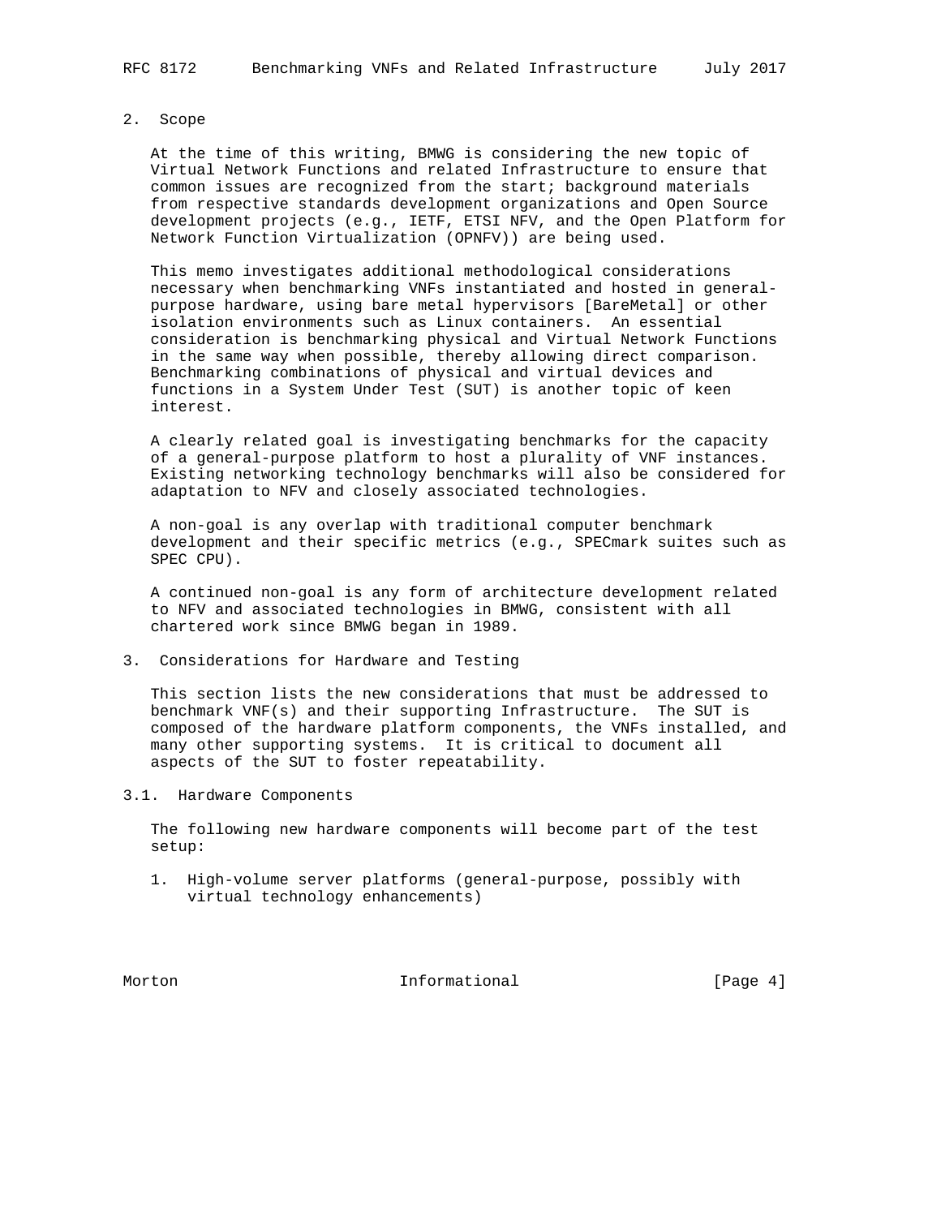## 2. Scope

At the time of this writing, BMWG is considering the new topic of Virtual Network Functions and related Infrastructure to ensure that common issues are recognized from the start; background materials from respective standards development organizations and Open Source development projects (e.g., IETF, ETSI NFV, and the Open Platform for Network Function Virtualization (OPNFV)) are being used.

This memo investigates additional methodological considerations necessary when benchmarking VNFs instantiated and hosted in general-purpose hardware, using bare metal hypervisors [BareMetal] or other isolation environments such as Linux containers. An essential consideration is benchmarking physical and Virtual Network Functions in the same way when possible, thereby allowing direct comparison. Benchmarking combinations of physical and virtual devices and functions in a System Under Test (SUT) is another topic of keen interest.

A clearly related goal is investigating benchmarks for the capacity of a general-purpose platform to host a plurality of VNF instances. Existing networking technology benchmarks will also be considered for adaptation to NFV and closely associated technologies.

A non-goal is any overlap with traditional computer benchmark development and their specific metrics (e.g., SPECmark suites such as SPEC CPU).

A continued non-goal is any form of architecture development related to NFV and associated technologies in BMWG, consistent with all chartered work since BMWG began in 1989.

## 3. Considerations for Hardware and Testing

This section lists the new considerations that must be addressed to benchmark VNF(s) and their supporting Infrastructure. The SUT is composed of the hardware platform components, the VNFs installed, and many other supporting systems. It is critical to document all aspects of the SUT to foster repeatability.

### 3.1. Hardware Components

The following new hardware components will become part of the test setup:

1. High-volume server platforms (general-purpose, possibly with virtual technology enhancements)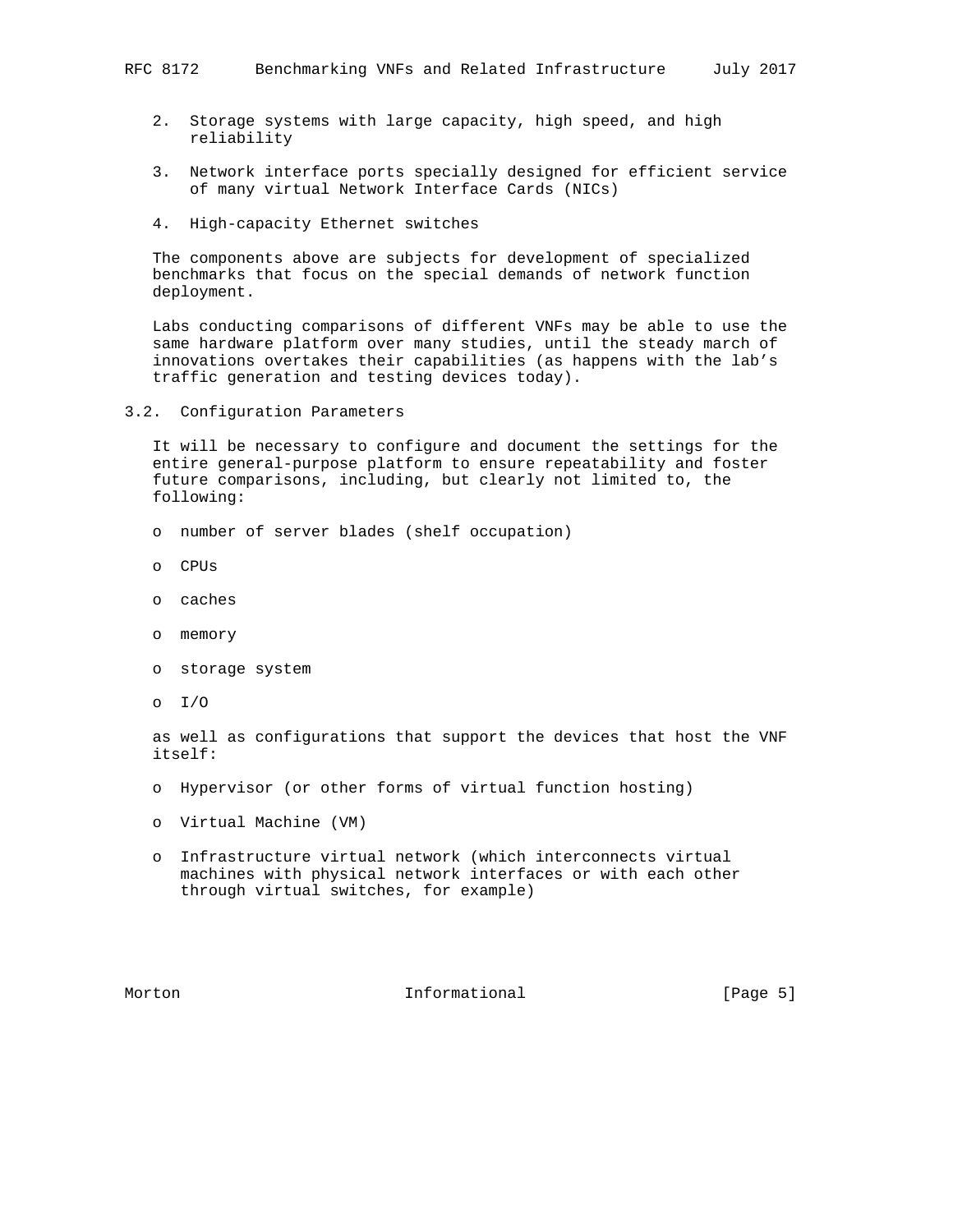2. Storage systems with large capacity, high speed, and high reliability

3. Network interface ports specially designed for efficient service of many virtual Network Interface Cards (NICs)

4. High-capacity Ethernet switches

The components above are subjects for development of specialized benchmarks that focus on the special demands of network function deployment.

Labs conducting comparisons of different VNFs may be able to use the same hardware platform over many studies, until the steady march of innovations overtakes their capabilities (as happens with the lab's traffic generation and testing devices today).

### 3.2. Configuration Parameters

It will be necessary to configure and document the settings for the entire general-purpose platform to ensure repeatability and foster future comparisons, including, but clearly not limited to, the following:

- number of server blades (shelf occupation)
- CPUs
- caches
- memory
- storage system
- I/O

as well as configurations that support the devices that host the VNF itself:

- Hypervisor (or other forms of virtual function hosting)
- Virtual Machine (VM)
- Infrastructure virtual network (which interconnects virtual machines with physical network interfaces or with each other through virtual switches, for example)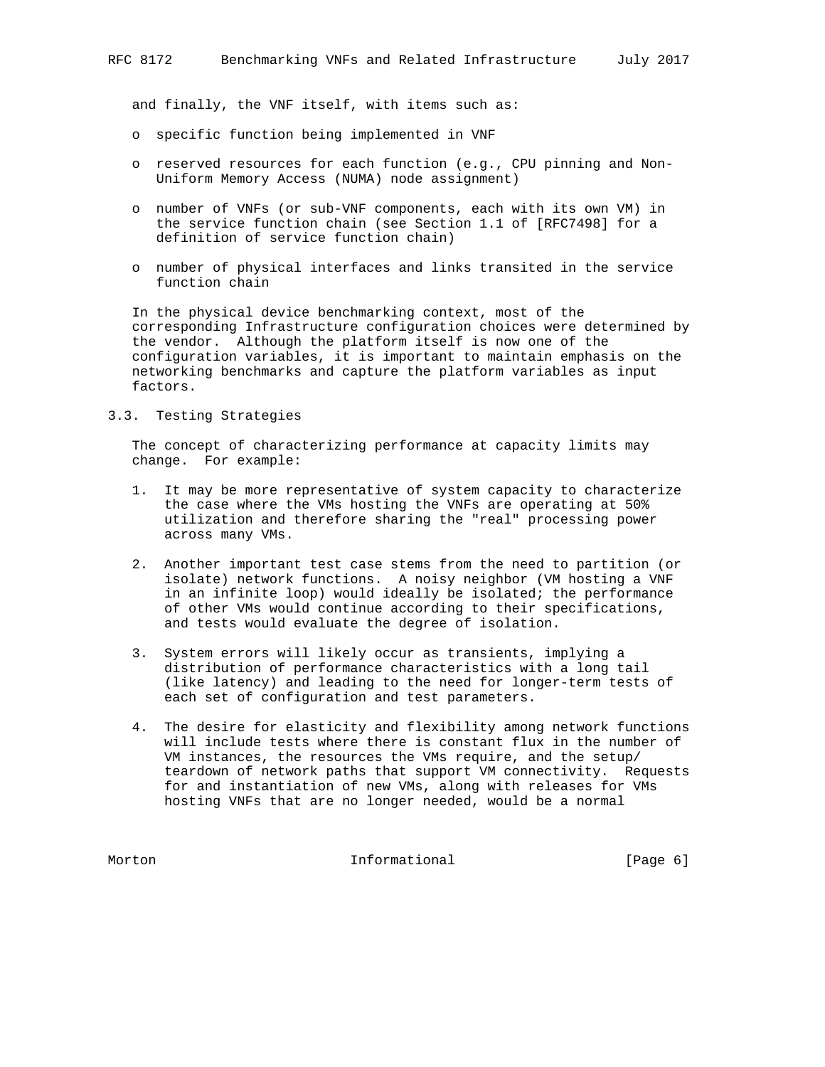and finally, the VNF itself, with items such as:

- specific function being implemented in VNF
- reserved resources for each function (e.g., CPU pinning and Non-Uniform Memory Access (NUMA) node assignment)
- number of VNFs (or sub-VNF components, each with its own VM) in the service function chain (see Section 1.1 of [RFC7498] for a definition of service function chain)
- number of physical interfaces and links transited in the service function chain

In the physical device benchmarking context, most of the corresponding Infrastructure configuration choices were determined by the vendor. Although the platform itself is now one of the configuration variables, it is important to maintain emphasis on the networking benchmarks and capture the platform variables as input factors.

### 3.3. Testing Strategies

The concept of characterizing performance at capacity limits may change. For example:

1. It may be more representative of system capacity to characterize the case where the VMs hosting the VNFs are operating at 50% utilization and therefore sharing the "real" processing power across many VMs.

2. Another important test case stems from the need to partition (or isolate) network functions. A noisy neighbor (VM hosting a VNF in an infinite loop) would ideally be isolated; the performance of other VMs would continue according to their specifications, and tests would evaluate the degree of isolation.

3. System errors will likely occur as transients, implying a distribution of performance characteristics with a long tail (like latency) and leading to the need for longer-term tests of each set of configuration and test parameters.

4. The desire for elasticity and flexibility among network functions will include tests where there is constant flux in the number of VM instances, the resources the VMs require, and the setup/teardown of network paths that support VM connectivity. Requests for and instantiation of new VMs, along with releases for VMs hosting VNFs that are no longer needed, would be a normal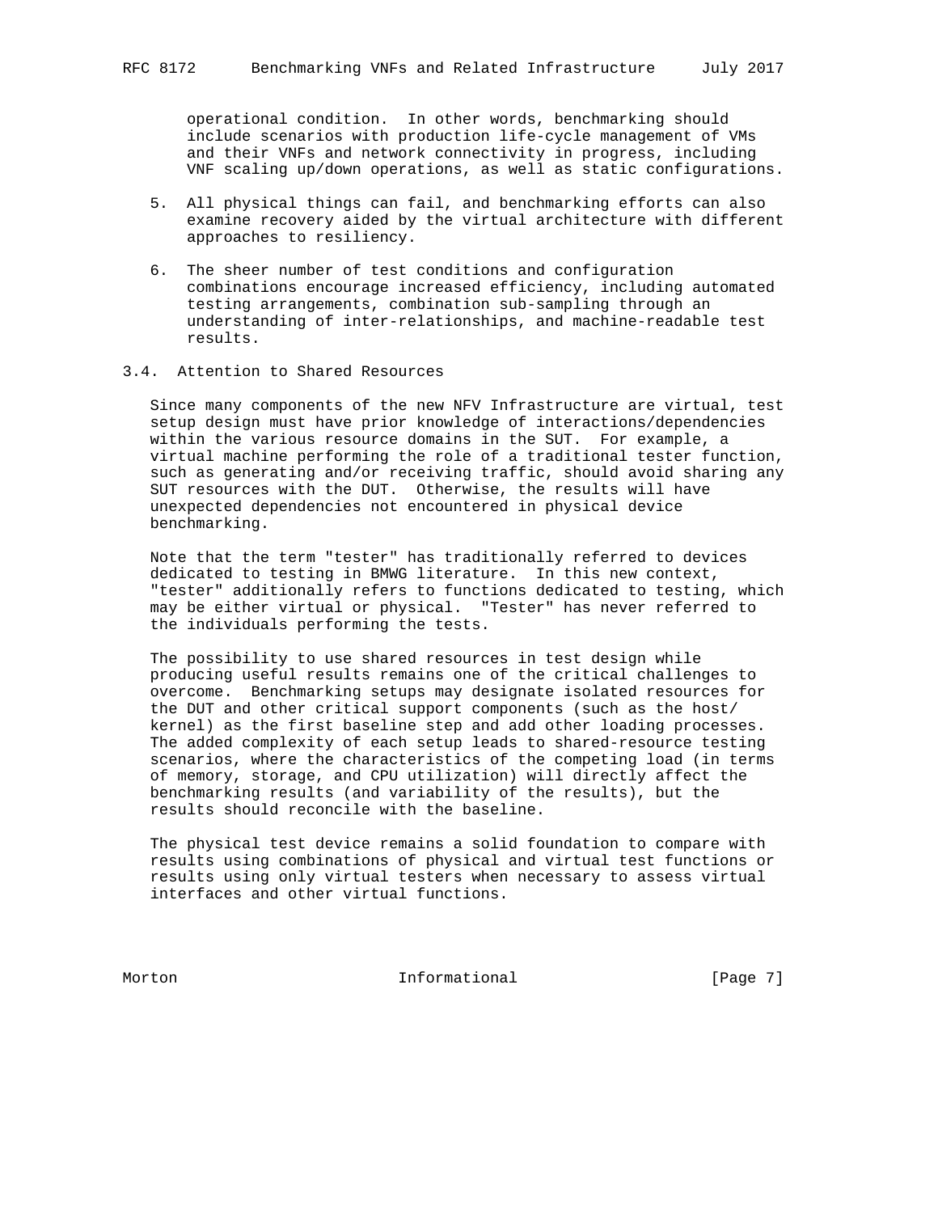operational condition. In other words, benchmarking should include scenarios with production life-cycle management of VMs and their VNFs and network connectivity in progress, including VNF scaling up/down operations, as well as static configurations.

5. All physical things can fail, and benchmarking efforts can also examine recovery aided by the virtual architecture with different approaches to resiliency.

6. The sheer number of test conditions and configuration combinations encourage increased efficiency, including automated testing arrangements, combination sub-sampling through an understanding of inter-relationships, and machine-readable test results.

### 3.4. Attention to Shared Resources

Since many components of the new NFV Infrastructure are virtual, test setup design must have prior knowledge of interactions/dependencies within the various resource domains in the SUT. For example, a virtual machine performing the role of a traditional tester function, such as generating and/or receiving traffic, should avoid sharing any SUT resources with the DUT. Otherwise, the results will have unexpected dependencies not encountered in physical device benchmarking.

Note that the term "tester" has traditionally referred to devices dedicated to testing in BMWG literature. In this new context, "tester" additionally refers to functions dedicated to testing, which may be either virtual or physical. "Tester" has never referred to the individuals performing the tests.

The possibility to use shared resources in test design while producing useful results remains one of the critical challenges to overcome. Benchmarking setups may designate isolated resources for the DUT and other critical support components (such as the host/kernel) as the first baseline step and add other loading processes. The added complexity of each setup leads to shared-resource testing scenarios, where the characteristics of the competing load (in terms of memory, storage, and CPU utilization) will directly affect the benchmarking results (and variability of the results), but the results should reconcile with the baseline.

The physical test device remains a solid foundation to compare with results using combinations of physical and virtual test functions or results using only virtual testers when necessary to assess virtual interfaces and other virtual functions.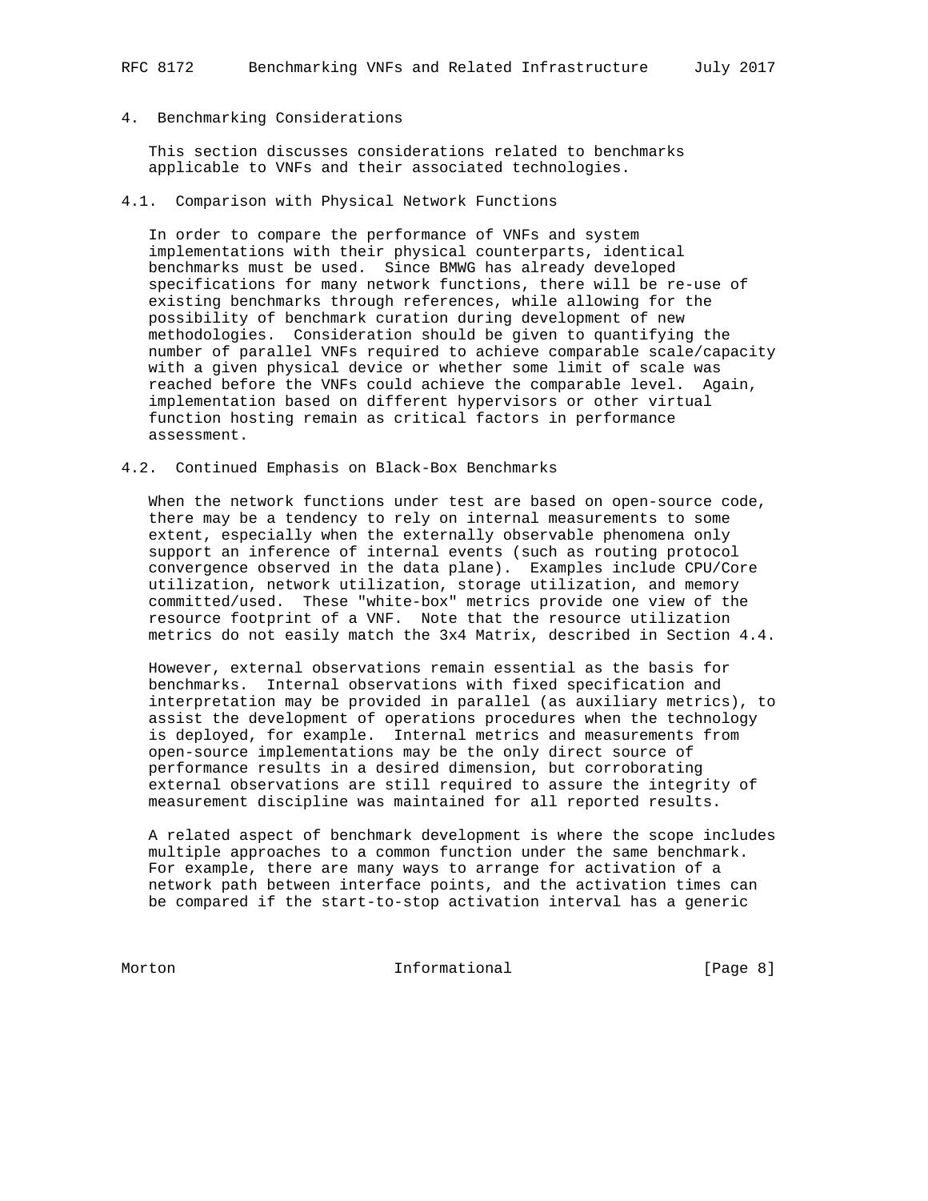## 4. Benchmarking Considerations

This section discusses considerations related to benchmarks applicable to VNFs and their associated technologies.

### 4.1. Comparison with Physical Network Functions

In order to compare the performance of VNFs and system implementations with their physical counterparts, identical benchmarks must be used. Since BMWG has already developed specifications for many network functions, there will be re-use of existing benchmarks through references, while allowing for the possibility of benchmark curation during development of new methodologies. Consideration should be given to quantifying the number of parallel VNFs required to achieve comparable scale/capacity with a given physical device or whether some limit of scale was reached before the VNFs could achieve the comparable level. Again, implementation based on different hypervisors or other virtual function hosting remain as critical factors in performance assessment.

### 4.2. Continued Emphasis on Black-Box Benchmarks

When the network functions under test are based on open-source code, there may be a tendency to rely on internal measurements to some extent, especially when the externally observable phenomena only support an inference of internal events (such as routing protocol convergence observed in the data plane). Examples include CPU/Core utilization, network utilization, storage utilization, and memory committed/used. These "white-box" metrics provide one view of the resource footprint of a VNF. Note that the resource utilization metrics do not easily match the 3x4 Matrix, described in Section 4.4.

However, external observations remain essential as the basis for benchmarks. Internal observations with fixed specification and interpretation may be provided in parallel (as auxiliary metrics), to assist the development of operations procedures when the technology is deployed, for example. Internal metrics and measurements from open-source implementations may be the only direct source of performance results in a desired dimension, but corroborating external observations are still required to assure the integrity of measurement discipline was maintained for all reported results.

A related aspect of benchmark development is where the scope includes multiple approaches to a common function under the same benchmark. For example, there are many ways to arrange for activation of a network path between interface points, and the activation times can be compared if the start-to-stop activation interval has a generic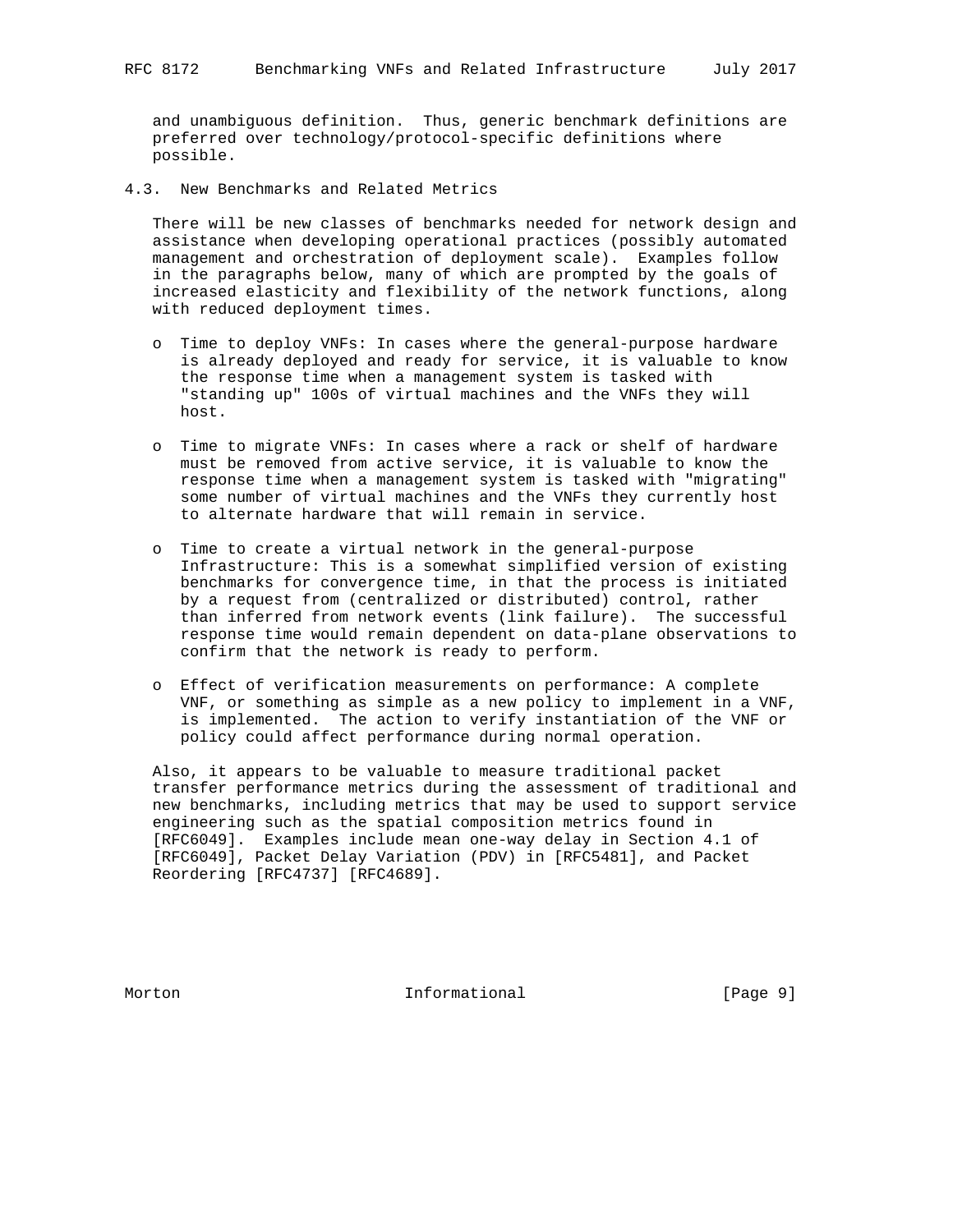and unambiguous definition. Thus, generic benchmark definitions are preferred over technology/protocol-specific definitions where possible.

## 4.3. New Benchmarks and Related Metrics

There will be new classes of benchmarks needed for network design and assistance when developing operational practices (possibly automated management and orchestration of deployment scale). Examples follow in the paragraphs below, many of which are prompted by the goals of increased elasticity and flexibility of the network functions, along with reduced deployment times.

- Time to deploy VNFs: In cases where the general-purpose hardware is already deployed and ready for service, it is valuable to know the response time when a management system is tasked with "standing up" 100s of virtual machines and the VNFs they will host.

- Time to migrate VNFs: In cases where a rack or shelf of hardware must be removed from active service, it is valuable to know the response time when a management system is tasked with "migrating" some number of virtual machines and the VNFs they currently host to alternate hardware that will remain in service.

- Time to create a virtual network in the general-purpose Infrastructure: This is a somewhat simplified version of existing benchmarks for convergence time, in that the process is initiated by a request from (centralized or distributed) control, rather than inferred from network events (link failure). The successful response time would remain dependent on data-plane observations to confirm that the network is ready to perform.

- Effect of verification measurements on performance: A complete VNF, or something as simple as a new policy to implement in a VNF, is implemented. The action to verify instantiation of the VNF or policy could affect performance during normal operation.

Also, it appears to be valuable to measure traditional packet transfer performance metrics during the assessment of traditional and new benchmarks, including metrics that may be used to support service engineering such as the spatial composition metrics found in [RFC6049]. Examples include mean one-way delay in Section 4.1 of [RFC6049], Packet Delay Variation (PDV) in [RFC5481], and Packet Reordering [RFC4737] [RFC4689].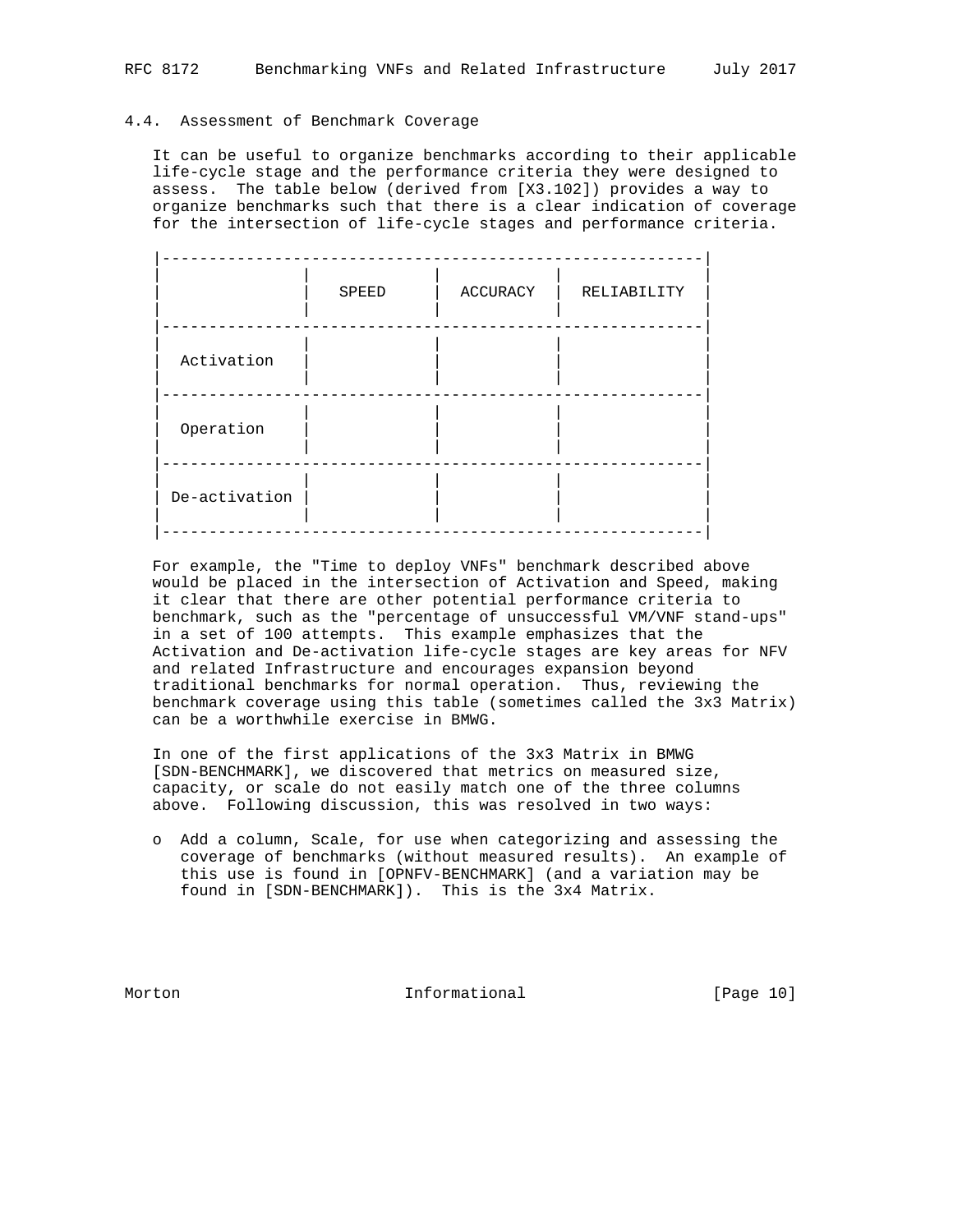### 4.4. Assessment of Benchmark Coverage

It can be useful to organize benchmarks according to their applicable life-cycle stage and the performance criteria they were designed to assess. The table below (derived from [X3.102]) provides a way to organize benchmarks such that there is a clear indication of coverage for the intersection of life-cycle stages and performance criteria.

| | SPEED | ACCURACY | RELIABILITY |
|---|---|---|---|
| Activation | | | |
| Operation | | | |
| De-activation | | | |

For example, the "Time to deploy VNFs" benchmark described above would be placed in the intersection of Activation and Speed, making it clear that there are other potential performance criteria to benchmark, such as the "percentage of unsuccessful VM/VNF stand-ups" in a set of 100 attempts. This example emphasizes that the Activation and De-activation life-cycle stages are key areas for NFV and related Infrastructure and encourages expansion beyond traditional benchmarks for normal operation. Thus, reviewing the benchmark coverage using this table (sometimes called the 3x3 Matrix) can be a worthwhile exercise in BMWG.

In one of the first applications of the 3x3 Matrix in BMWG [SDN-BENCHMARK], we discovered that metrics on measured size, capacity, or scale do not easily match one of the three columns above. Following discussion, this was resolved in two ways:

- Add a column, Scale, for use when categorizing and assessing the coverage of benchmarks (without measured results). An example of this use is found in [OPNFV-BENCHMARK] (and a variation may be found in [SDN-BENCHMARK]). This is the 3x4 Matrix.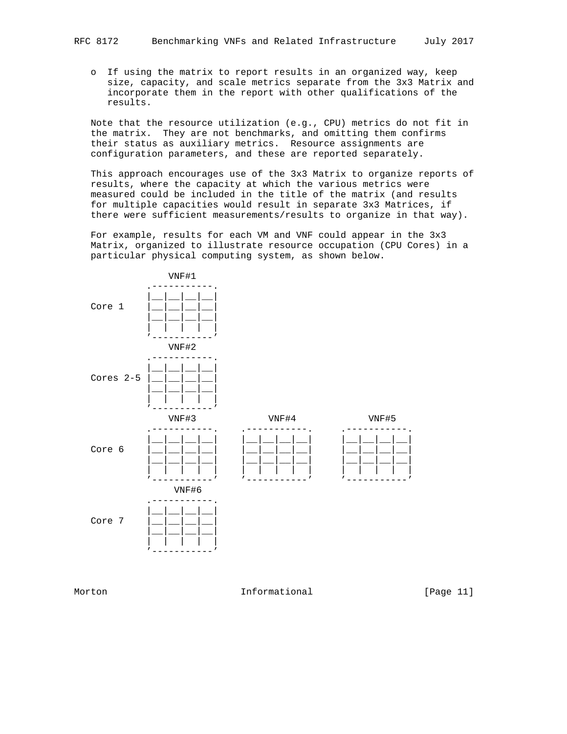- If using the matrix to report results in an organized way, keep size, capacity, and scale metrics separate from the 3x3 Matrix and incorporate them in the report with other qualifications of the results.

Note that the resource utilization (e.g., CPU) metrics do not fit in the matrix. They are not benchmarks, and omitting them confirms their status as auxiliary metrics. Resource assignments are configuration parameters, and these are reported separately.

This approach encourages use of the 3x3 Matrix to organize reports of results, where the capacity at which the various metrics were measured could be included in the title of the matrix (and results for multiple capacities would result in separate 3x3 Matrices, if there were sufficient measurements/results to organize in that way).

For example, results for each VM and VNF could appear in the 3x3 Matrix, organized to illustrate resource occupation (CPU Cores) in a particular physical computing system, as shown below.

```
                 VNF#1
             .-----------.
             |__|__|__|__|
Core 1       |__|__|__|__|
             |__|__|__|__|
             |  |  |  |  |
             '-----------'
                 VNF#2
             .-----------.
             |__|__|__|__|
Cores 2-5    |__|__|__|__|
             |__|__|__|__|
             |  |  |  |  |
             '-----------'
                 VNF#3             VNF#4             VNF#5
             .-----------.    .-----------.     .-----------.
             |__|__|__|__|    |__|__|__|__|     |__|__|__|__|
Core 6       |__|__|__|__|    |__|__|__|__|     |__|__|__|__|
             |__|__|__|__|    |__|__|__|__|     |__|__|__|__|
             |  |  |  |  |    |  |  |  |  |     |  |  |  |  |
             '-----------'    '-----------'     '-----------'
                  VNF#6
             .-----------.
             |__|__|__|__|
Core 7       |__|__|__|__|
             |__|__|__|__|
             |  |  |  |  |
             '-----------'
```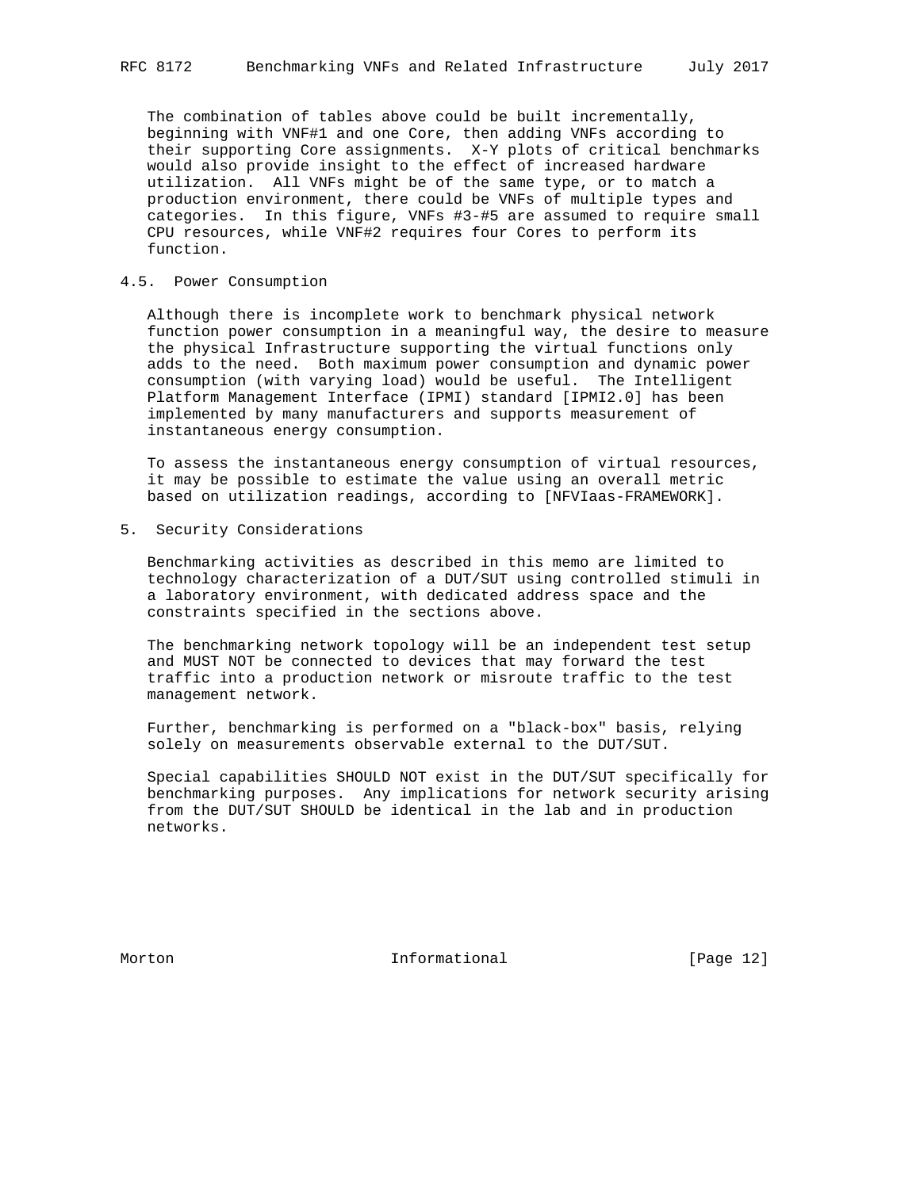The combination of tables above could be built incrementally, beginning with VNF#1 and one Core, then adding VNFs according to their supporting Core assignments. X-Y plots of critical benchmarks would also provide insight to the effect of increased hardware utilization. All VNFs might be of the same type, or to match a production environment, there could be VNFs of multiple types and categories. In this figure, VNFs #3-#5 are assumed to require small CPU resources, while VNF#2 requires four Cores to perform its function.

### 4.5. Power Consumption

Although there is incomplete work to benchmark physical network function power consumption in a meaningful way, the desire to measure the physical Infrastructure supporting the virtual functions only adds to the need. Both maximum power consumption and dynamic power consumption (with varying load) would be useful. The Intelligent Platform Management Interface (IPMI) standard [IPMI2.0] has been implemented by many manufacturers and supports measurement of instantaneous energy consumption.

To assess the instantaneous energy consumption of virtual resources, it may be possible to estimate the value using an overall metric based on utilization readings, according to [NFVIaas-FRAMEWORK].

## 5. Security Considerations

Benchmarking activities as described in this memo are limited to technology characterization of a DUT/SUT using controlled stimuli in a laboratory environment, with dedicated address space and the constraints specified in the sections above.

The benchmarking network topology will be an independent test setup and MUST NOT be connected to devices that may forward the test traffic into a production network or misroute traffic to the test management network.

Further, benchmarking is performed on a "black-box" basis, relying solely on measurements observable external to the DUT/SUT.

Special capabilities SHOULD NOT exist in the DUT/SUT specifically for benchmarking purposes. Any implications for network security arising from the DUT/SUT SHOULD be identical in the lab and in production networks.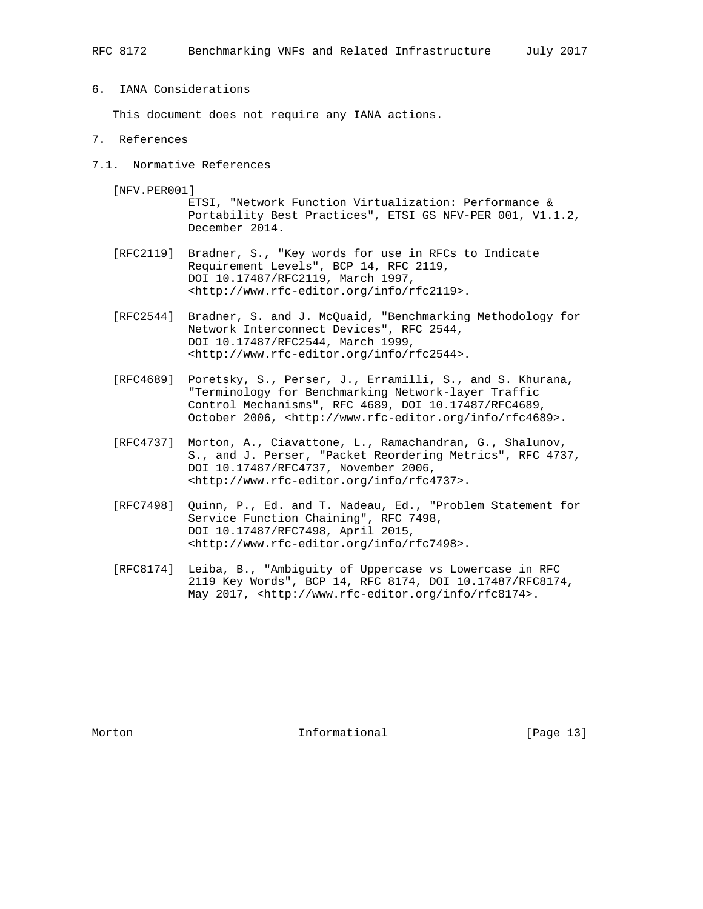## 6. IANA Considerations

This document does not require any IANA actions.

## 7. References

### 7.1. Normative References

[NFV.PER001] ETSI, "Network Function Virtualization: Performance & Portability Best Practices", ETSI GS NFV-PER 001, V1.1.2, December 2014.

[RFC2119] Bradner, S., "Key words for use in RFCs to Indicate Requirement Levels", BCP 14, RFC 2119, DOI 10.17487/RFC2119, March 1997, <http://www.rfc-editor.org/info/rfc2119>.

[RFC2544] Bradner, S. and J. McQuaid, "Benchmarking Methodology for Network Interconnect Devices", RFC 2544, DOI 10.17487/RFC2544, March 1999, <http://www.rfc-editor.org/info/rfc2544>.

[RFC4689] Poretsky, S., Perser, J., Erramilli, S., and S. Khurana, "Terminology for Benchmarking Network-layer Traffic Control Mechanisms", RFC 4689, DOI 10.17487/RFC4689, October 2006, <http://www.rfc-editor.org/info/rfc4689>.

[RFC4737] Morton, A., Ciavattone, L., Ramachandran, G., Shalunov, S., and J. Perser, "Packet Reordering Metrics", RFC 4737, DOI 10.17487/RFC4737, November 2006, <http://www.rfc-editor.org/info/rfc4737>.

[RFC7498] Quinn, P., Ed. and T. Nadeau, Ed., "Problem Statement for Service Function Chaining", RFC 7498, DOI 10.17487/RFC7498, April 2015, <http://www.rfc-editor.org/info/rfc7498>.

[RFC8174] Leiba, B., "Ambiguity of Uppercase vs Lowercase in RFC 2119 Key Words", BCP 14, RFC 8174, DOI 10.17487/RFC8174, May 2017, <http://www.rfc-editor.org/info/rfc8174>.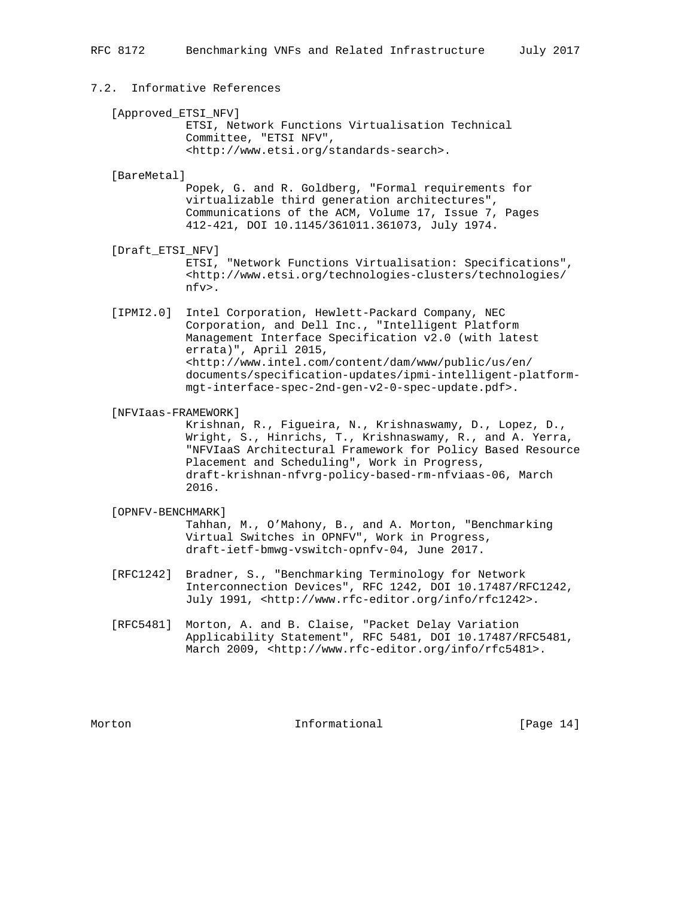### 7.2. Informative References

[Approved_ETSI_NFV]
ETSI, Network Functions Virtualisation Technical Committee, "ETSI NFV", <http://www.etsi.org/standards-search>.

[BareMetal]
Popek, G. and R. Goldberg, "Formal requirements for virtualizable third generation architectures", Communications of the ACM, Volume 17, Issue 7, Pages 412-421, DOI 10.1145/361011.361073, July 1974.

[Draft_ETSI_NFV]
ETSI, "Network Functions Virtualisation: Specifications", <http://www.etsi.org/technologies-clusters/technologies/nfv>.

[IPMI2.0] Intel Corporation, Hewlett-Packard Company, NEC Corporation, and Dell Inc., "Intelligent Platform Management Interface Specification v2.0 (with latest errata)", April 2015, <http://www.intel.com/content/dam/www/public/us/en/documents/specification-updates/ipmi-intelligent-platform-mgt-interface-spec-2nd-gen-v2-0-spec-update.pdf>.

[NFVIaas-FRAMEWORK]
Krishnan, R., Figueira, N., Krishnaswamy, D., Lopez, D., Wright, S., Hinrichs, T., Krishnaswamy, R., and A. Yerra, "NFVIaaS Architectural Framework for Policy Based Resource Placement and Scheduling", Work in Progress, draft-krishnan-nfvrg-policy-based-rm-nfviaas-06, March 2016.

[OPNFV-BENCHMARK]
Tahhan, M., O'Mahony, B., and A. Morton, "Benchmarking Virtual Switches in OPNFV", Work in Progress, draft-ietf-bmwg-vswitch-opnfv-04, June 2017.

[RFC1242] Bradner, S., "Benchmarking Terminology for Network Interconnection Devices", RFC 1242, DOI 10.17487/RFC1242, July 1991, <http://www.rfc-editor.org/info/rfc1242>.

[RFC5481] Morton, A. and B. Claise, "Packet Delay Variation Applicability Statement", RFC 5481, DOI 10.17487/RFC5481, March 2009, <http://www.rfc-editor.org/info/rfc5481>.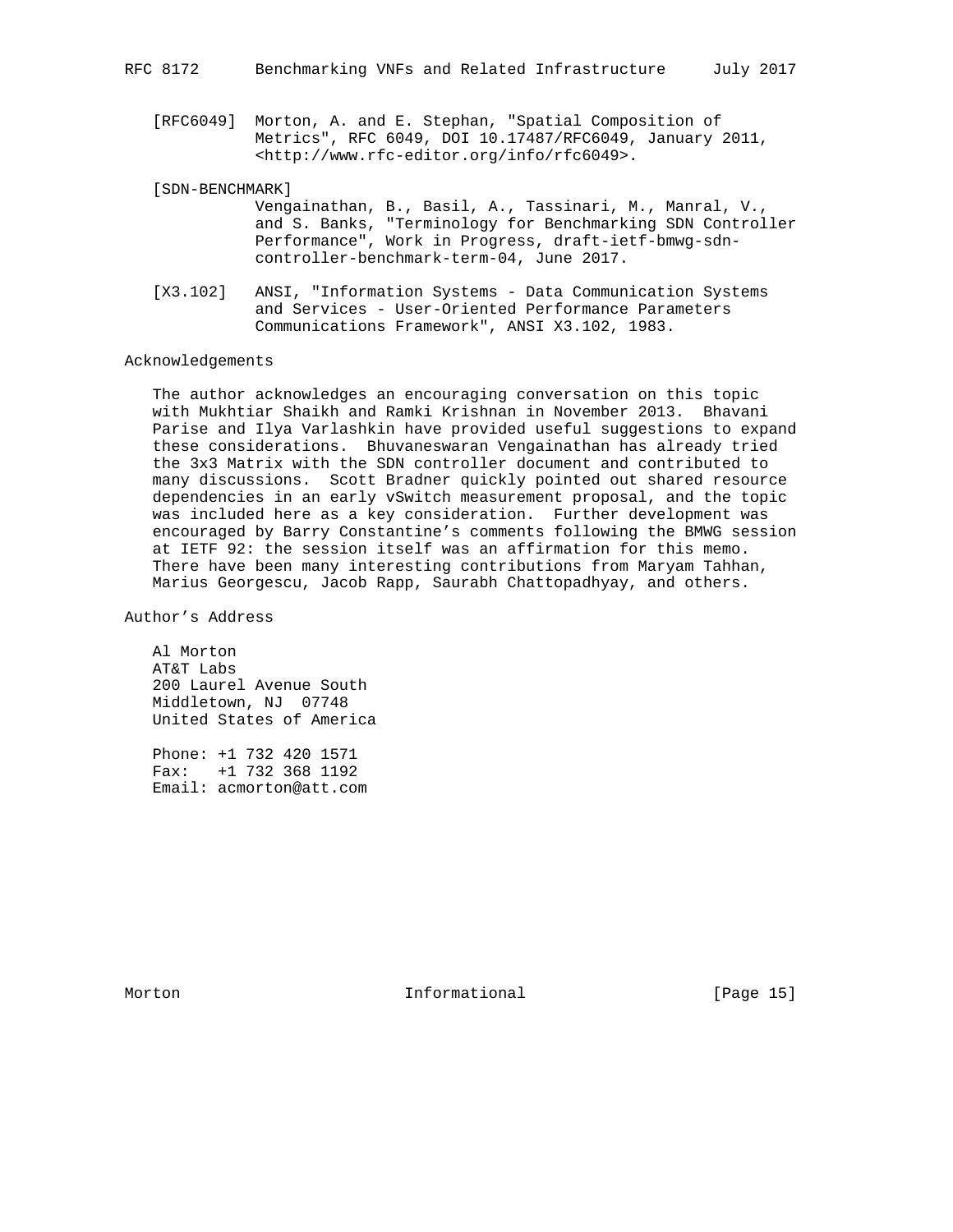[RFC6049] Morton, A. and E. Stephan, "Spatial Composition of Metrics", RFC 6049, DOI 10.17487/RFC6049, January 2011, <http://www.rfc-editor.org/info/rfc6049>.

[SDN-BENCHMARK] Vengainathan, B., Basil, A., Tassinari, M., Manral, V., and S. Banks, "Terminology for Benchmarking SDN Controller Performance", Work in Progress, draft-ietf-bmwg-sdn-controller-benchmark-term-04, June 2017.

[X3.102] ANSI, "Information Systems - Data Communication Systems and Services - User-Oriented Performance Parameters Communications Framework", ANSI X3.102, 1983.

## Acknowledgements

The author acknowledges an encouraging conversation on this topic with Mukhtiar Shaikh and Ramki Krishnan in November 2013. Bhavani Parise and Ilya Varlashkin have provided useful suggestions to expand these considerations. Bhuvaneswaran Vengainathan has already tried the 3x3 Matrix with the SDN controller document and contributed to many discussions. Scott Bradner quickly pointed out shared resource dependencies in an early vSwitch measurement proposal, and the topic was included here as a key consideration. Further development was encouraged by Barry Constantine's comments following the BMWG session at IETF 92: the session itself was an affirmation for this memo. There have been many interesting contributions from Maryam Tahhan, Marius Georgescu, Jacob Rapp, Saurabh Chattopadhyay, and others.

## Author's Address

Al Morton
AT&T Labs
200 Laurel Avenue South
Middletown, NJ 07748
United States of America

Phone: +1 732 420 1571
Fax: +1 732 368 1192
Email: acmorton@att.com